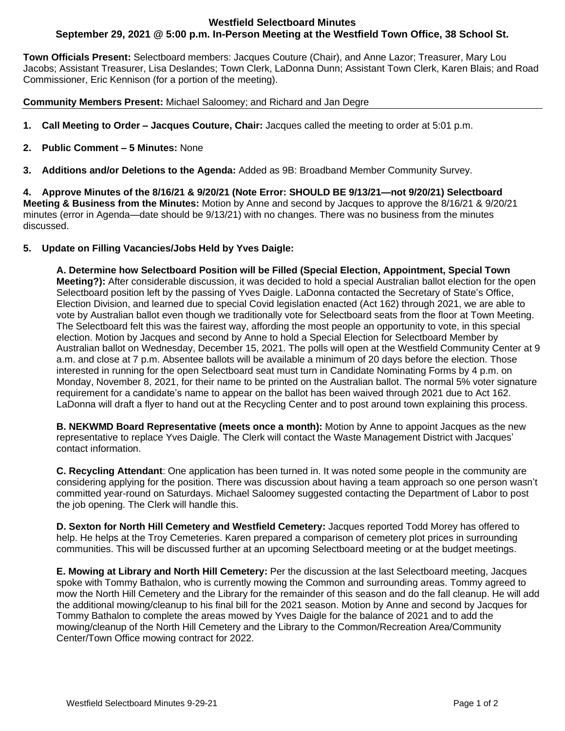# Westfield Selectboard Minutes
## September 29, 2021 @ 5:00 p.m. In-Person Meeting at the Westfield Town Office, 38 School St.

**Town Officials Present:** Selectboard members: Jacques Couture (Chair), and Anne Lazor; Treasurer, Mary Lou Jacobs; Assistant Treasurer, Lisa Deslandes; Town Clerk, LaDonna Dunn; Assistant Town Clerk, Karen Blais; and Road Commissioner, Eric Kennison (for a portion of the meeting).

**Community Members Present:** Michael Saloomey; and Richard and Jan Degre

1. **Call Meeting to Order – Jacques Couture, Chair:** Jacques called the meeting to order at 5:01 p.m.

2. **Public Comment – 5 Minutes:** None

3. **Additions and/or Deletions to the Agenda:** Added as 9B: Broadband Member Community Survey.

4. **Approve Minutes of the 8/16/21 & 9/20/21 (Note Error: SHOULD BE 9/13/21—not 9/20/21) Selectboard Meeting & Business from the Minutes:** Motion by Anne and second by Jacques to approve the 8/16/21 & 9/20/21 minutes (error in Agenda—date should be 9/13/21) with no changes. There was no business from the minutes discussed.

5. **Update on Filling Vacancies/Jobs Held by Yves Daigle:**

   **A. Determine how Selectboard Position will be Filled (Special Election, Appointment, Special Town Meeting?):** After considerable discussion, it was decided to hold a special Australian ballot election for the open Selectboard position left by the passing of Yves Daigle. LaDonna contacted the Secretary of State's Office, Election Division, and learned due to special Covid legislation enacted (Act 162) through 2021, we are able to vote by Australian ballot even though we traditionally vote for Selectboard seats from the floor at Town Meeting. The Selectboard felt this was the fairest way, affording the most people an opportunity to vote, in this special election. Motion by Jacques and second by Anne to hold a Special Election for Selectboard Member by Australian ballot on Wednesday, December 15, 2021. The polls will open at the Westfield Community Center at 9 a.m. and close at 7 p.m. Absentee ballots will be available a minimum of 20 days before the election. Those interested in running for the open Selectboard seat must turn in Candidate Nominating Forms by 4 p.m. on Monday, November 8, 2021, for their name to be printed on the Australian ballot. The normal 5% voter signature requirement for a candidate's name to appear on the ballot has been waived through 2021 due to Act 162. LaDonna will draft a flyer to hand out at the Recycling Center and to post around town explaining this process.

   **B. NEKWMD Board Representative (meets once a month):** Motion by Anne to appoint Jacques as the new representative to replace Yves Daigle. The Clerk will contact the Waste Management District with Jacques' contact information.

   **C. Recycling Attendant**: One application has been turned in. It was noted some people in the community are considering applying for the position. There was discussion about having a team approach so one person wasn't committed year-round on Saturdays. Michael Saloomey suggested contacting the Department of Labor to post the job opening. The Clerk will handle this.

   **D. Sexton for North Hill Cemetery and Westfield Cemetery:** Jacques reported Todd Morey has offered to help. He helps at the Troy Cemeteries. Karen prepared a comparison of cemetery plot prices in surrounding communities. This will be discussed further at an upcoming Selectboard meeting or at the budget meetings.

   **E. Mowing at Library and North Hill Cemetery:** Per the discussion at the last Selectboard meeting, Jacques spoke with Tommy Bathalon, who is currently mowing the Common and surrounding areas. Tommy agreed to mow the North Hill Cemetery and the Library for the remainder of this season and do the fall cleanup. He will add the additional mowing/cleanup to his final bill for the 2021 season. Motion by Anne and second by Jacques for Tommy Bathalon to complete the areas mowed by Yves Daigle for the balance of 2021 and to add the mowing/cleanup of the North Hill Cemetery and the Library to the Common/Recreation Area/Community Center/Town Office mowing contract for 2022.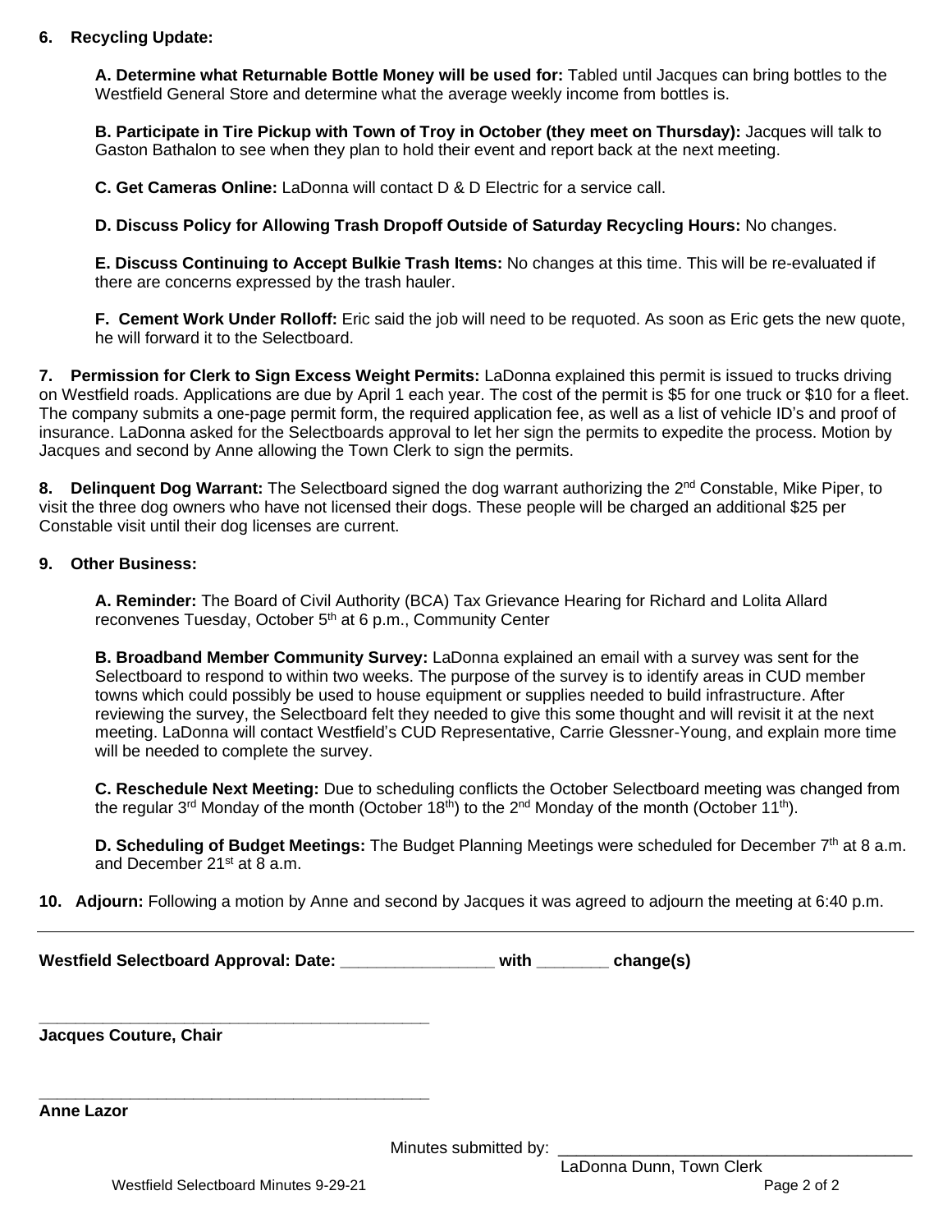**6. Recycling Update:**

**A. Determine what Returnable Bottle Money will be used for:** Tabled until Jacques can bring bottles to the Westfield General Store and determine what the average weekly income from bottles is.

**B. Participate in Tire Pickup with Town of Troy in October (they meet on Thursday):** Jacques will talk to Gaston Bathalon to see when they plan to hold their event and report back at the next meeting.

**C. Get Cameras Online:** LaDonna will contact D & D Electric for a service call.

**D. Discuss Policy for Allowing Trash Dropoff Outside of Saturday Recycling Hours:** No changes.

**E. Discuss Continuing to Accept Bulkie Trash Items:** No changes at this time. This will be re-evaluated if there are concerns expressed by the trash hauler.

**F. Cement Work Under Rolloff:** Eric said the job will need to be requoted. As soon as Eric gets the new quote, he will forward it to the Selectboard.

**7. Permission for Clerk to Sign Excess Weight Permits:** LaDonna explained this permit is issued to trucks driving on Westfield roads. Applications are due by April 1 each year. The cost of the permit is $5 for one truck or $10 for a fleet. The company submits a one-page permit form, the required application fee, as well as a list of vehicle ID's and proof of insurance. LaDonna asked for the Selectboards approval to let her sign the permits to expedite the process. Motion by Jacques and second by Anne allowing the Town Clerk to sign the permits.

**8. Delinquent Dog Warrant:** The Selectboard signed the dog warrant authorizing the 2nd Constable, Mike Piper, to visit the three dog owners who have not licensed their dogs. These people will be charged an additional $25 per Constable visit until their dog licenses are current.

**9. Other Business:**

**A. Reminder:** The Board of Civil Authority (BCA) Tax Grievance Hearing for Richard and Lolita Allard reconvenes Tuesday, October 5th at 6 p.m., Community Center

**B. Broadband Member Community Survey:** LaDonna explained an email with a survey was sent for the Selectboard to respond to within two weeks. The purpose of the survey is to identify areas in CUD member towns which could possibly be used to house equipment or supplies needed to build infrastructure. After reviewing the survey, the Selectboard felt they needed to give this some thought and will revisit it at the next meeting. LaDonna will contact Westfield's CUD Representative, Carrie Glessner-Young, and explain more time will be needed to complete the survey.

**C. Reschedule Next Meeting:** Due to scheduling conflicts the October Selectboard meeting was changed from the regular 3rd Monday of the month (October 18th) to the 2nd Monday of the month (October 11th).

**D. Scheduling of Budget Meetings:** The Budget Planning Meetings were scheduled for December 7th at 8 a.m. and December 21st at 8 a.m.

**10. Adjourn:** Following a motion by Anne and second by Jacques it was agreed to adjourn the meeting at 6:40 p.m.

---

**Westfield Selectboard Approval: Date: ________________ with _______ change(s)**

\_\_\_\_\_\_\_\_\_\_\_\_\_\_\_\_\_\_\_\_\_\_\_\_\_\_\_\_\_\_\_\_\_\_\_\_\_\_\_\_

**Jacques Couture, Chair**

\_\_\_\_\_\_\_\_\_\_\_\_\_\_\_\_\_\_\_\_\_\_\_\_\_\_\_\_\_\_\_\_\_\_\_\_\_\_\_\_

**Anne Lazor**

Minutes submitted by: \_\_\_\_\_\_\_\_\_\_\_\_\_\_\_\_\_\_\_\_\_\_\_\_\_\_\_\_\_\_\_\_\_\_\_\_

LaDonna Dunn, Town Clerk

Westfield Selectboard Minutes 9-29-21